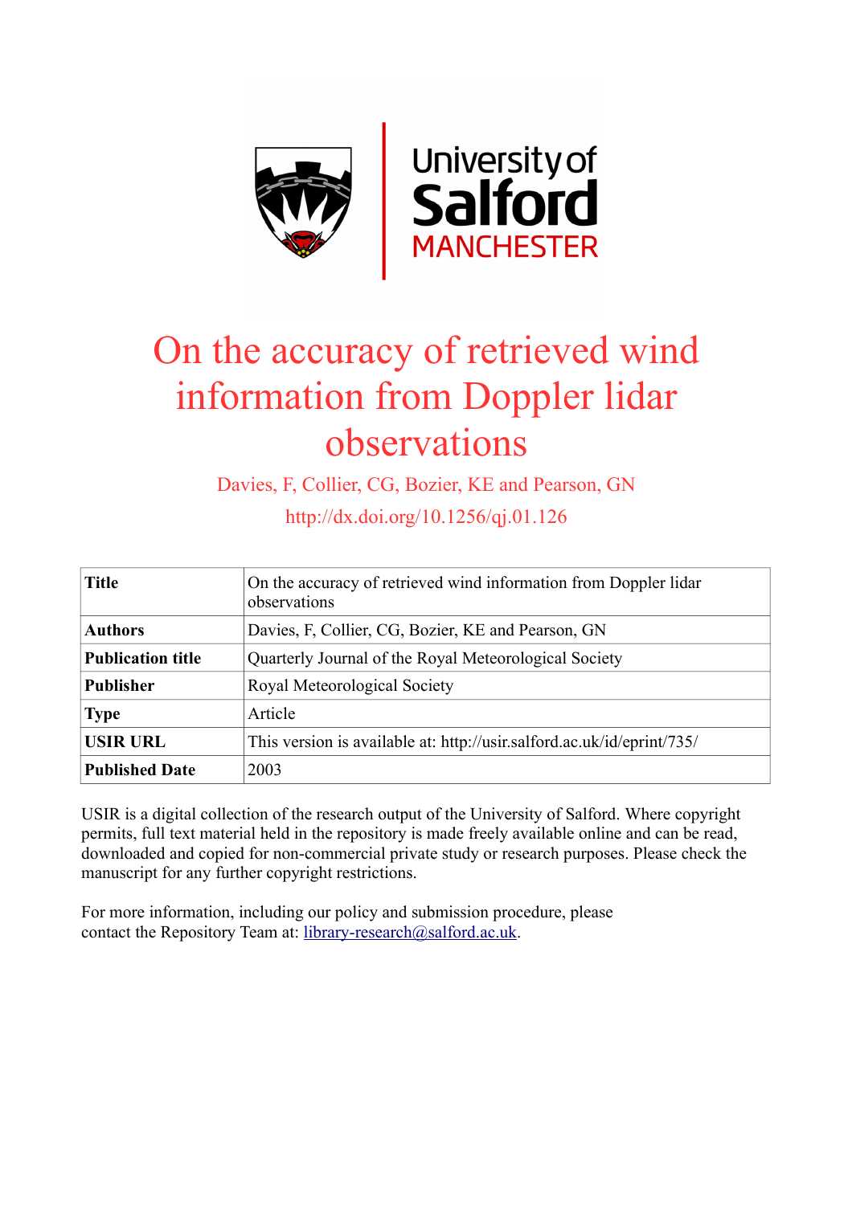# On the accuracy of retrieved wind information from Doppler lidar observations

Davies, F, Collier, CG, Bozier, KE and Pearson, GN

http://dx.doi.org/10.1256/qj.01.126

| | |
|---|---|
| **Title** | On the accuracy of retrieved wind information from Doppler lidar observations |
| **Authors** | Davies, F, Collier, CG, Bozier, KE and Pearson, GN |
| **Publication title** | Quarterly Journal of the Royal Meteorological Society |
| **Publisher** | Royal Meteorological Society |
| **Type** | Article |
| **USIR URL** | This version is available at: http://usir.salford.ac.uk/id/eprint/735/ |
| **Published Date** | 2003 |

USIR is a digital collection of the research output of the University of Salford. Where copyright permits, full text material held in the repository is made freely available online and can be read, downloaded and copied for non-commercial private study or research purposes. Please check the manuscript for any further copyright restrictions.

For more information, including our policy and submission procedure, please contact the Repository Team at: library-research@salford.ac.uk.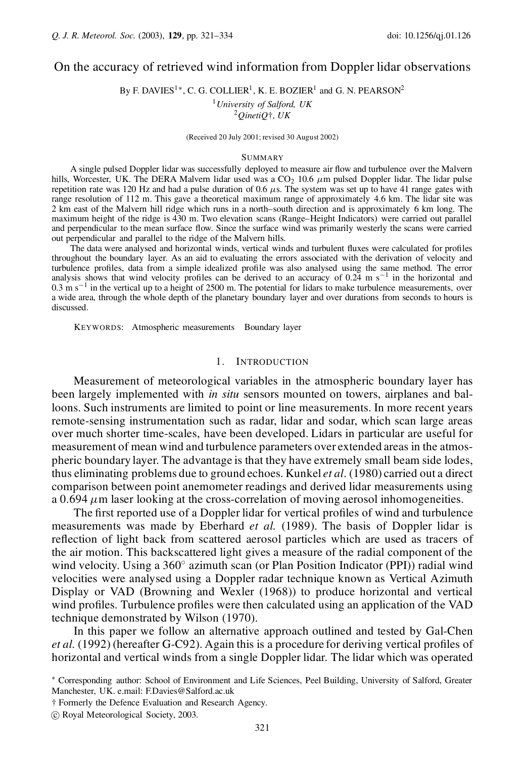# On the accuracy of retrieved wind information from Doppler lidar observations

By F. DAVIES[1]*, C. G. COLLIER[1], K. E. BOZIER[1] and G. N. PEARSON[2]

[1]*University of Salford, UK*
[2]*QinetiQ*†*, UK*

(Received 20 July 2001; revised 30 August 2002)

## Summary

A single pulsed Doppler lidar was successfully deployed to measure air flow and turbulence over the Malvern hills, Worcester, UK. The DERA Malvern lidar used was a $CO_2$ 10.6 $\mu$m pulsed Doppler lidar. The lidar pulse repetition rate was 120 Hz and had a pulse duration of 0.6 $\mu$s. The system was set up to have 41 range gates with range resolution of 112 m. This gave a theoretical maximum range of approximately 4.6 km. The lidar site was 2 km east of the Malvern hill ridge which runs in a north–south direction and is approximately 6 km long. The maximum height of the ridge is 430 m. Two elevation scans (Range–Height Indicators) were carried out parallel and perpendicular to the mean surface flow. Since the surface wind was primarily westerly the scans were carried out perpendicular and parallel to the ridge of the Malvern hills.

The data were analysed and horizontal winds, vertical winds and turbulent fluxes were calculated for profiles throughout the boundary layer. As an aid to evaluating the errors associated with the derivation of velocity and turbulence profiles, data from a simple idealized profile was also analysed using the same method. The error analysis shows that wind velocity profiles can be derived to an accuracy of 0.24 m s$^{-1}$ in the horizontal and 0.3 m s$^{-1}$ in the vertical up to a height of 2500 m. The potential for lidars to make turbulence measurements, over a wide area, through the whole depth of the planetary boundary layer and over durations from seconds to hours is discussed.

KEYWORDS: Atmospheric measurements   Boundary layer

## 1. Introduction

Measurement of meteorological variables in the atmospheric boundary layer has been largely implemented with *in situ* sensors mounted on towers, airplanes and balloons. Such instruments are limited to point or line measurements. In more recent years remote-sensing instrumentation such as radar, lidar and sodar, which scan large areas over much shorter time-scales, have been developed. Lidars in particular are useful for measurement of mean wind and turbulence parameters over extended areas in the atmospheric boundary layer. The advantage is that they have extremely small beam side lodes, thus eliminating problems due to ground echoes. Kunkel *et al.* (1980) carried out a direct comparison between point anemometer readings and derived lidar measurements using a 0.694 $\mu$m laser looking at the cross-correlation of moving aerosol inhomogeneities.

The first reported use of a Doppler lidar for vertical profiles of wind and turbulence measurements was made by Eberhard *et al.* (1989). The basis of Doppler lidar is reflection of light back from scattered aerosol particles which are used as tracers of the air motion. This backscattered light gives a measure of the radial component of the wind velocity. Using a 360° azimuth scan (or Plan Position Indicator (PPI)) radial wind velocities were analysed using a Doppler radar technique known as Vertical Azimuth Display or VAD (Browning and Wexler (1968)) to produce horizontal and vertical wind profiles. Turbulence profiles were then calculated using an application of the VAD technique demonstrated by Wilson (1970).

In this paper we follow an alternative approach outlined and tested by Gal-Chen *et al.* (1992) (hereafter G-C92). Again this is a procedure for deriving vertical profiles of horizontal and vertical winds from a single Doppler lidar. The lidar which was operated

---

* Corresponding author: School of Environment and Life Sciences, Peel Building, University of Salford, Greater Manchester, UK. e.mail: F.Davies@Salford.ac.uk

† Formerly the Defence Evaluation and Research Agency.

© Royal Meteorological Society, 2003.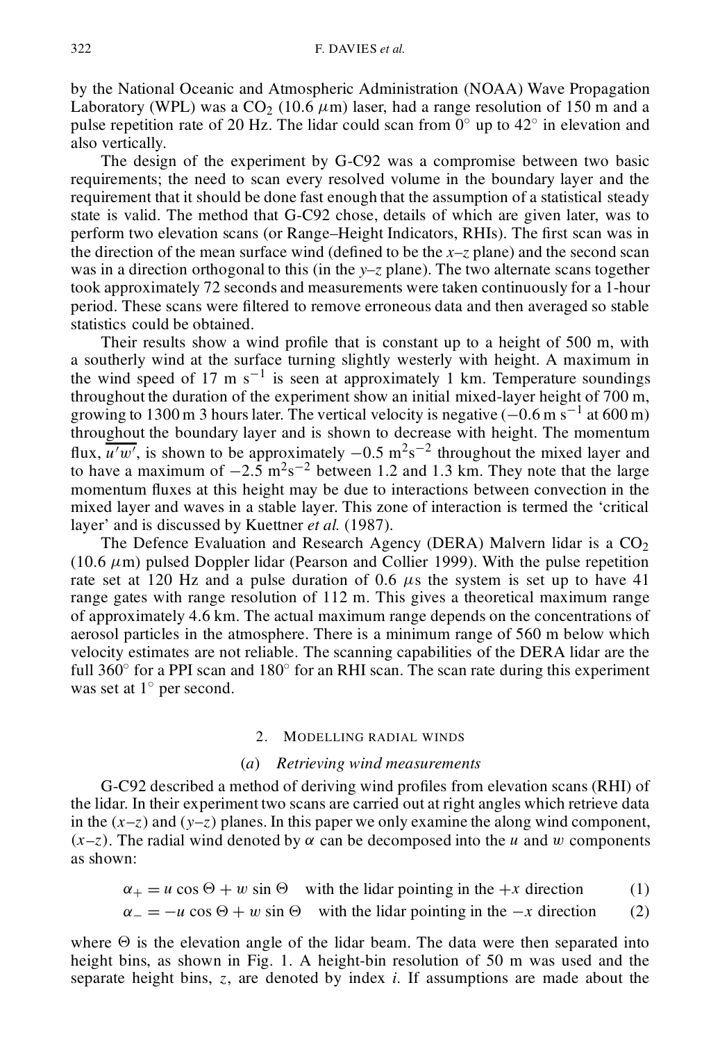by the National Oceanic and Atmospheric Administration (NOAA) Wave Propagation Laboratory (WPL) was a $CO_2$ (10.6 $\mu$m) laser, had a range resolution of 150 m and a pulse repetition rate of 20 Hz. The lidar could scan from 0° up to 42° in elevation and also vertically.

The design of the experiment by G-C92 was a compromise between two basic requirements; the need to scan every resolved volume in the boundary layer and the requirement that it should be done fast enough that the assumption of a statistical steady state is valid. The method that G-C92 chose, details of which are given later, was to perform two elevation scans (or Range–Height Indicators, RHIs). The first scan was in the direction of the mean surface wind (defined to be the $x$–$z$ plane) and the second scan was in a direction orthogonal to this (in the $y$–$z$ plane). The two alternate scans together took approximately 72 seconds and measurements were taken continuously for a 1-hour period. These scans were filtered to remove erroneous data and then averaged so stable statistics could be obtained.

Their results show a wind profile that is constant up to a height of 500 m, with a southerly wind at the surface turning slightly westerly with height. A maximum in the wind speed of 17 m s$^{-1}$ is seen at approximately 1 km. Temperature soundings throughout the duration of the experiment show an initial mixed-layer height of 700 m, growing to 1300 m 3 hours later. The vertical velocity is negative ($-0.6$ m s$^{-1}$ at 600 m) throughout the boundary layer and is shown to decrease with height. The momentum flux, $\overline{u'w'}$, is shown to be approximately $-0.5$ m$^2$s$^{-2}$ throughout the mixed layer and to have a maximum of $-2.5$ m$^2$s$^{-2}$ between 1.2 and 1.3 km. They note that the large momentum fluxes at this height may be due to interactions between convection in the mixed layer and waves in a stable layer. This zone of interaction is termed the 'critical layer' and is discussed by Kuettner *et al.* (1987).

The Defence Evaluation and Research Agency (DERA) Malvern lidar is a $CO_2$ (10.6 $\mu$m) pulsed Doppler lidar (Pearson and Collier 1999). With the pulse repetition rate set at 120 Hz and a pulse duration of 0.6 $\mu$s the system is set up to have 41 range gates with range resolution of 112 m. This gives a theoretical maximum range of approximately 4.6 km. The actual maximum range depends on the concentrations of aerosol particles in the atmosphere. There is a minimum range of 560 m below which velocity estimates are not reliable. The scanning capabilities of the DERA lidar are the full 360° for a PPI scan and 180° for an RHI scan. The scan rate during this experiment was set at 1° per second.

## 2. Modelling radial winds

### (*a*) *Retrieving wind measurements*

G-C92 described a method of deriving wind profiles from elevation scans (RHI) of the lidar. In their experiment two scans are carried out at right angles which retrieve data in the ($x$–$z$) and ($y$–$z$) planes. In this paper we only examine the along wind component, ($x$–$z$). The radial wind denoted by $\alpha$ can be decomposed into the $u$ and $w$ components as shown:

$$\alpha_+ = u \cos\Theta + w \sin\Theta \quad \text{with the lidar pointing in the } +x \text{ direction} \tag{1}$$

$$\alpha_- = -u \cos\Theta + w \sin\Theta \quad \text{with the lidar pointing in the } -x \text{ direction} \tag{2}$$

where $\Theta$ is the elevation angle of the lidar beam. The data were then separated into height bins, as shown in Fig. 1. A height-bin resolution of 50 m was used and the separate height bins, $z$, are denoted by index $i$. If assumptions are made about the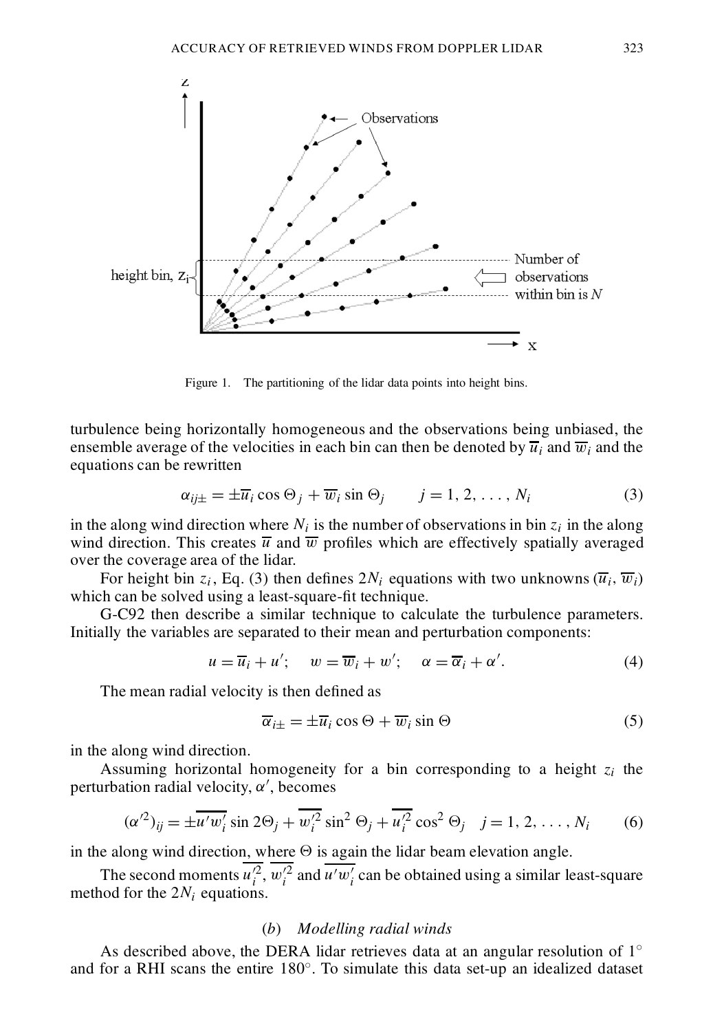Figure 1. The partitioning of the lidar data points into height bins.

turbulence being horizontally homogeneous and the observations being unbiased, the ensemble average of the velocities in each bin can then be denoted by $\overline{u}_i$ and $\overline{w}_i$ and the equations can be rewritten

$$\alpha_{ij\pm} = \pm\overline{u}_i \cos\Theta_j + \overline{w}_i \sin\Theta_j \qquad j = 1, 2, \ldots, N_i \tag{3}$$

in the along wind direction where $N_i$ is the number of observations in bin $z_i$ in the along wind direction. This creates $\overline{u}$ and $\overline{w}$ profiles which are effectively spatially averaged over the coverage area of the lidar.

For height bin $z_i$, Eq. (3) then defines $2N_i$ equations with two unknowns ($\overline{u}_i$, $\overline{w}_i$) which can be solved using a least-square-fit technique.

G-C92 then describe a similar technique to calculate the turbulence parameters. Initially the variables are separated to their mean and perturbation components:

$$u = \overline{u}_i + u'; \quad w = \overline{w}_i + w'; \quad \alpha = \overline{\alpha}_i + \alpha'. \tag{4}$$

The mean radial velocity is then defined as

$$\overline{\alpha}_{i\pm} = \pm\overline{u}_i \cos\Theta + \overline{w}_i \sin\Theta \tag{5}$$

in the along wind direction.

Assuming horizontal homogeneity for a bin corresponding to a height $z_i$ the perturbation radial velocity, $\alpha'$, becomes

$$(\alpha'^2)_{ij} = \pm\overline{u'w'_i} \sin 2\Theta_j + \overline{w'^2_i} \sin^2\Theta_j + \overline{u'^2_i} \cos^2\Theta_j \quad j = 1, 2, \ldots, N_i \tag{6}$$

in the along wind direction, where $\Theta$ is again the lidar beam elevation angle.

The second moments $\overline{u'^2_i}$, $\overline{w'^2_i}$ and $\overline{u'w'_i}$ can be obtained using a similar least-square method for the $2N_i$ equations.

### (*b*) *Modelling radial winds*

As described above, the DERA lidar retrieves data at an angular resolution of 1° and for a RHI scans the entire 180°. To simulate this data set-up an idealized dataset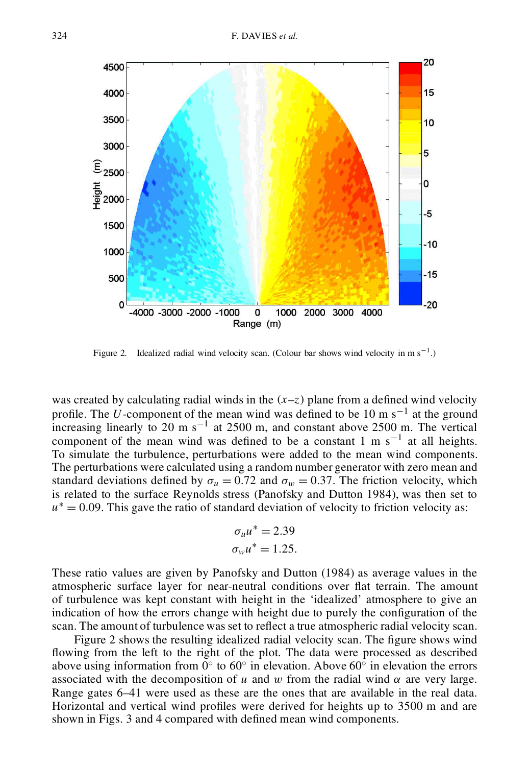Figure 2. Idealized radial wind velocity scan. (Colour bar shows wind velocity in m s$^{-1}$.)

was created by calculating radial winds in the ($x$–$z$) plane from a defined wind velocity profile. The $U$-component of the mean wind was defined to be 10 m s$^{-1}$ at the ground increasing linearly to 20 m s$^{-1}$ at 2500 m, and constant above 2500 m. The vertical component of the mean wind was defined to be a constant 1 m s$^{-1}$ at all heights. To simulate the turbulence, perturbations were added to the mean wind components. The perturbations were calculated using a random number generator with zero mean and standard deviations defined by $\sigma_u = 0.72$ and $\sigma_w = 0.37$. The friction velocity, which is related to the surface Reynolds stress (Panofsky and Dutton 1984), was then set to $u^* = 0.09$. This gave the ratio of standard deviation of velocity to friction velocity as:

$$\sigma_u u^* = 2.39$$
$$\sigma_w u^* = 1.25.$$

These ratio values are given by Panofsky and Dutton (1984) as average values in the atmospheric surface layer for near-neutral conditions over flat terrain. The amount of turbulence was kept constant with height in the 'idealized' atmosphere to give an indication of how the errors change with height due to purely the configuration of the scan. The amount of turbulence was set to reflect a true atmospheric radial velocity scan.

Figure 2 shows the resulting idealized radial velocity scan. The figure shows wind flowing from the left to the right of the plot. The data were processed as described above using information from 0° to 60° in elevation. Above 60° in elevation the errors associated with the decomposition of $u$ and $w$ from the radial wind $\alpha$ are very large. Range gates 6–41 were used as these are the ones that are available in the real data. Horizontal and vertical wind profiles were derived for heights up to 3500 m and are shown in Figs. 3 and 4 compared with defined mean wind components.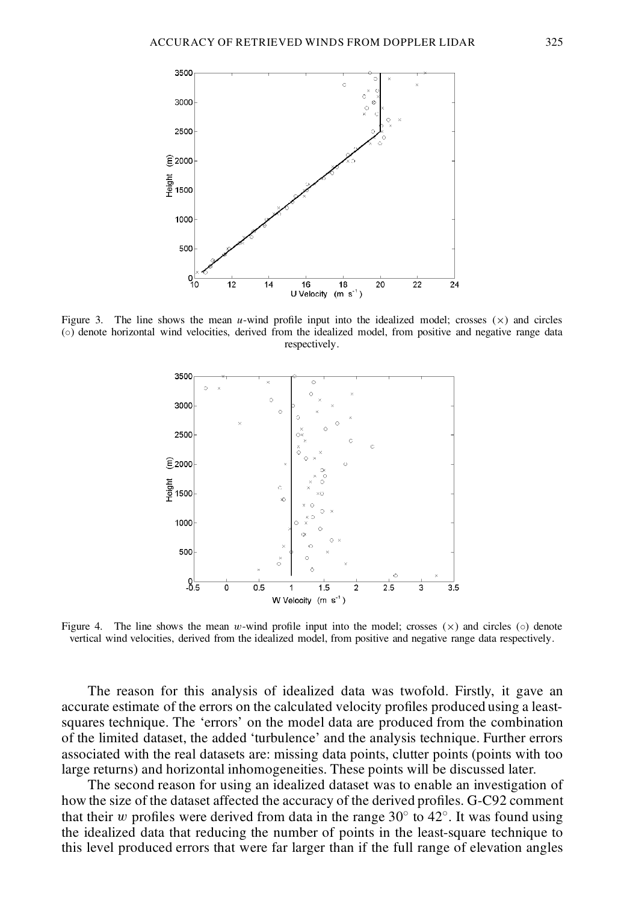Figure 3. The line shows the mean $u$-wind profile input into the idealized model; crosses ($\times$) and circles ($\circ$) denote horizontal wind velocities, derived from the idealized model, from positive and negative range data respectively.

Figure 4. The line shows the mean $w$-wind profile input into the model; crosses ($\times$) and circles ($\circ$) denote vertical wind velocities, derived from the idealized model, from positive and negative range data respectively.

The reason for this analysis of idealized data was twofold. Firstly, it gave an accurate estimate of the errors on the calculated velocity profiles produced using a least-squares technique. The 'errors' on the model data are produced from the combination of the limited dataset, the added 'turbulence' and the analysis technique. Further errors associated with the real datasets are: missing data points, clutter points (points with too large returns) and horizontal inhomogeneities. These points will be discussed later.

The second reason for using an idealized dataset was to enable an investigation of how the size of the dataset affected the accuracy of the derived profiles. G-C92 comment that their $w$ profiles were derived from data in the range 30° to 42°. It was found using the idealized data that reducing the number of points in the least-square technique to this level produced errors that were far larger than if the full range of elevation angles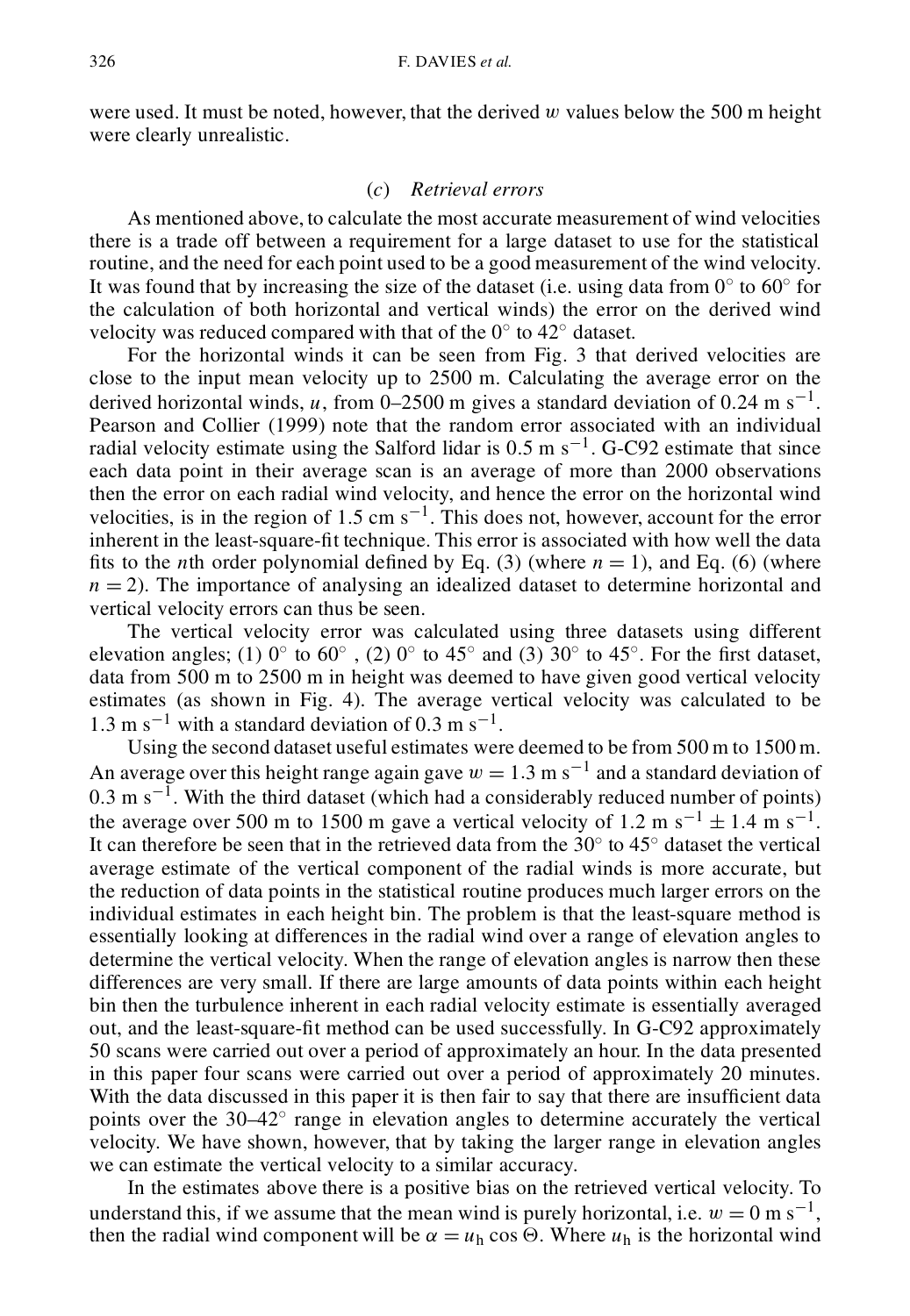were used. It must be noted, however, that the derived $w$ values below the 500 m height were clearly unrealistic.

### (*c*) *Retrieval errors*

As mentioned above, to calculate the most accurate measurement of wind velocities there is a trade off between a requirement for a large dataset to use for the statistical routine, and the need for each point used to be a good measurement of the wind velocity. It was found that by increasing the size of the dataset (i.e. using data from 0° to 60° for the calculation of both horizontal and vertical winds) the error on the derived wind velocity was reduced compared with that of the 0° to 42° dataset.

For the horizontal winds it can be seen from Fig. 3 that derived velocities are close to the input mean velocity up to 2500 m. Calculating the average error on the derived horizontal winds, $u$, from 0–2500 m gives a standard deviation of 0.24 m s$^{-1}$. Pearson and Collier (1999) note that the random error associated with an individual radial velocity estimate using the Salford lidar is 0.5 m s$^{-1}$. G-C92 estimate that since each data point in their average scan is an average of more than 2000 observations then the error on each radial wind velocity, and hence the error on the horizontal wind velocities, is in the region of 1.5 cm s$^{-1}$. This does not, however, account for the error inherent in the least-square-fit technique. This error is associated with how well the data fits to the $n$th order polynomial defined by Eq. (3) (where $n = 1$), and Eq. (6) (where $n = 2$). The importance of analysing an idealized dataset to determine horizontal and vertical velocity errors can thus be seen.

The vertical velocity error was calculated using three datasets using different elevation angles; (1) 0° to 60° , (2) 0° to 45° and (3) 30° to 45°. For the first dataset, data from 500 m to 2500 m in height was deemed to have given good vertical velocity estimates (as shown in Fig. 4). The average vertical velocity was calculated to be 1.3 m s$^{-1}$ with a standard deviation of 0.3 m s$^{-1}$.

Using the second dataset useful estimates were deemed to be from 500 m to 1500 m. An average over this height range again gave $w = 1.3$ m s$^{-1}$ and a standard deviation of 0.3 m s$^{-1}$. With the third dataset (which had a considerably reduced number of points) the average over 500 m to 1500 m gave a vertical velocity of 1.2 m s$^{-1}$ ± 1.4 m s$^{-1}$. It can therefore be seen that in the retrieved data from the 30° to 45° dataset the vertical average estimate of the vertical component of the radial winds is more accurate, but the reduction of data points in the statistical routine produces much larger errors on the individual estimates in each height bin. The problem is that the least-square method is essentially looking at differences in the radial wind over a range of elevation angles to determine the vertical velocity. When the range of elevation angles is narrow then these differences are very small. If there are large amounts of data points within each height bin then the turbulence inherent in each radial velocity estimate is essentially averaged out, and the least-square-fit method can be used successfully. In G-C92 approximately 50 scans were carried out over a period of approximately an hour. In the data presented in this paper four scans were carried out over a period of approximately 20 minutes. With the data discussed in this paper it is then fair to say that there are insufficient data points over the 30–42° range in elevation angles to determine accurately the vertical velocity. We have shown, however, that by taking the larger range in elevation angles we can estimate the vertical velocity to a similar accuracy.

In the estimates above there is a positive bias on the retrieved vertical velocity. To understand this, if we assume that the mean wind is purely horizontal, i.e. $w = 0$ m s$^{-1}$, then the radial wind component will be $\alpha = u_{\rm h} \cos \Theta$. Where $u_{\rm h}$ is the horizontal wind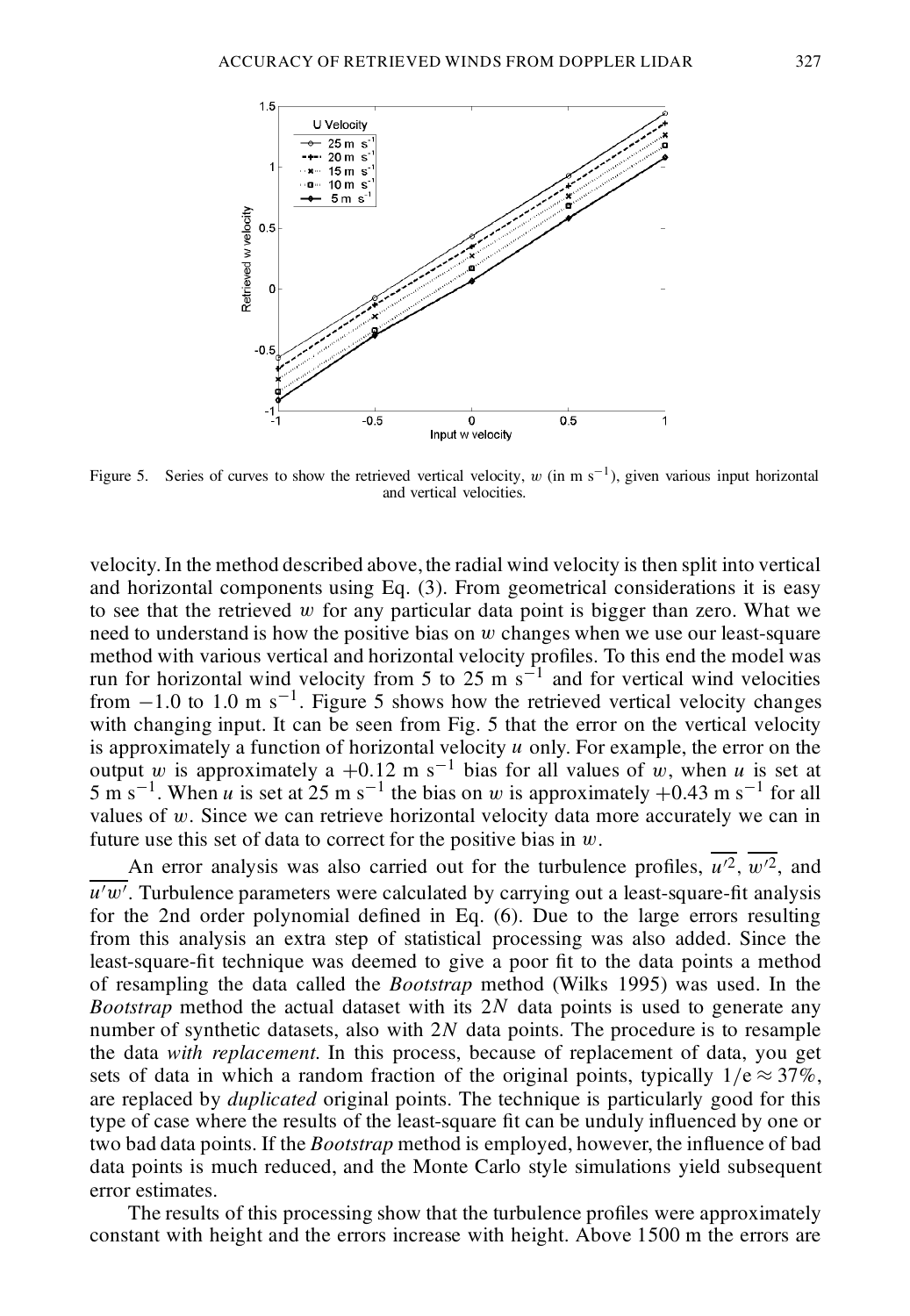Figure 5. Series of curves to show the retrieved vertical velocity, $w$ (in m s$^{-1}$), given various input horizontal and vertical velocities.

velocity. In the method described above, the radial wind velocity is then split into vertical and horizontal components using Eq. (3). From geometrical considerations it is easy to see that the retrieved $w$ for any particular data point is bigger than zero. What we need to understand is how the positive bias on $w$ changes when we use our least-square method with various vertical and horizontal velocity profiles. To this end the model was run for horizontal wind velocity from 5 to 25 m s$^{-1}$ and for vertical wind velocities from $-1.0$ to 1.0 m s$^{-1}$. Figure 5 shows how the retrieved vertical velocity changes with changing input. It can be seen from Fig. 5 that the error on the vertical velocity is approximately a function of horizontal velocity $u$ only. For example, the error on the output $w$ is approximately a $+0.12$ m s$^{-1}$ bias for all values of $w$, when $u$ is set at 5 m s$^{-1}$. When $u$ is set at 25 m s$^{-1}$ the bias on $w$ is approximately $+0.43$ m s$^{-1}$ for all values of $w$. Since we can retrieve horizontal velocity data more accurately we can in future use this set of data to correct for the positive bias in $w$.

An error analysis was also carried out for the turbulence profiles, $\overline{u'^2}$, $\overline{w'^2}$, and $\overline{u'w'}$. Turbulence parameters were calculated by carrying out a least-square-fit analysis for the 2nd order polynomial defined in Eq. (6). Due to the large errors resulting from this analysis an extra step of statistical processing was also added. Since the least-square-fit technique was deemed to give a poor fit to the data points a method of resampling the data called the *Bootstrap* method (Wilks 1995) was used. In the *Bootstrap* method the actual dataset with its $2N$ data points is used to generate any number of synthetic datasets, also with $2N$ data points. The procedure is to resample the data *with replacement.* In this process, because of replacement of data, you get sets of data in which a random fraction of the original points, typically $1/\mathrm{e} \approx 37\%$, are replaced by *duplicated* original points. The technique is particularly good for this type of case where the results of the least-square fit can be unduly influenced by one or two bad data points. If the *Bootstrap* method is employed, however, the influence of bad data points is much reduced, and the Monte Carlo style simulations yield subsequent error estimates.

The results of this processing show that the turbulence profiles were approximately constant with height and the errors increase with height. Above 1500 m the errors are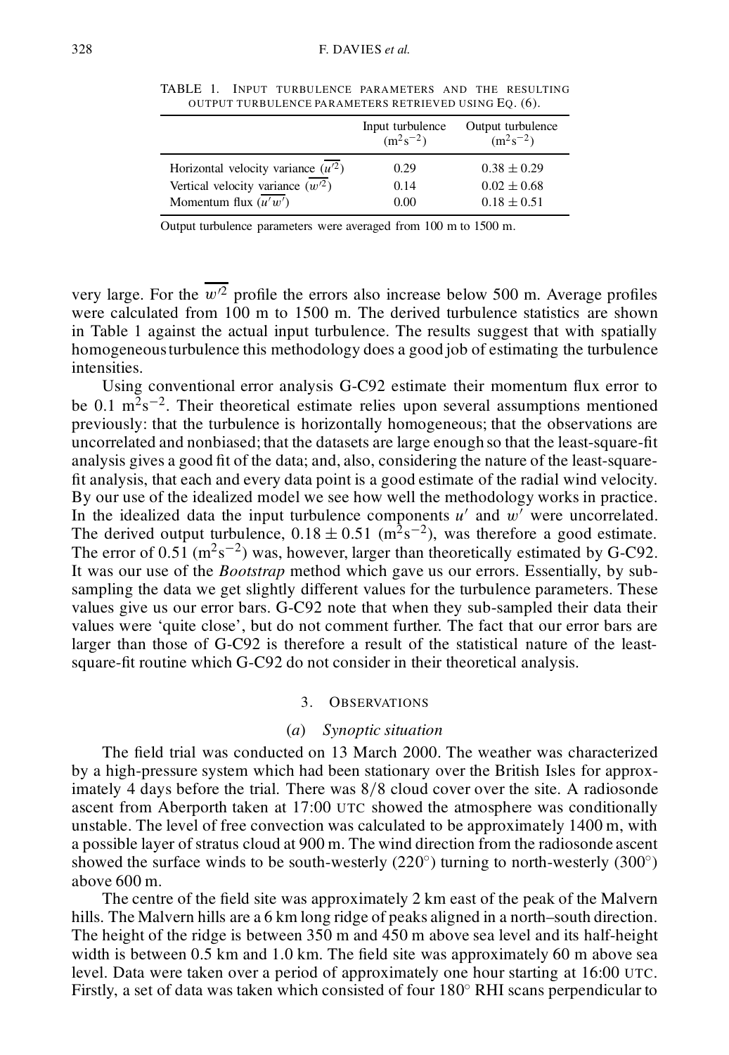TABLE 1. INPUT TURBULENCE PARAMETERS AND THE RESULTING OUTPUT TURBULENCE PARAMETERS RETRIEVED USING EQ. (6).

| | Input turbulence ($m^2s^{-2}$) | Output turbulence ($m^2s^{-2}$) |
|---|---|---|
| Horizontal velocity variance ($\overline{u'^2}$) | 0.29 | $0.38 \pm 0.29$ |
| Vertical velocity variance ($\overline{w'^2}$) | 0.14 | $0.02 \pm 0.68$ |
| Momentum flux ($\overline{u'w'}$) | 0.00 | $0.18 \pm 0.51$ |

Output turbulence parameters were averaged from 100 m to 1500 m.

very large. For the $\overline{w'^2}$ profile the errors also increase below 500 m. Average profiles were calculated from 100 m to 1500 m. The derived turbulence statistics are shown in Table 1 against the actual input turbulence. The results suggest that with spatially homogeneous turbulence this methodology does a good job of estimating the turbulence intensities.

Using conventional error analysis G-C92 estimate their momentum flux error to be 0.1 $m^2s^{-2}$. Their theoretical estimate relies upon several assumptions mentioned previously: that the turbulence is horizontally homogeneous; that the observations are uncorrelated and nonbiased; that the datasets are large enough so that the least-square-fit analysis gives a good fit of the data; and, also, considering the nature of the least-square-fit analysis, that each and every data point is a good estimate of the radial wind velocity. By our use of the idealized model we see how well the methodology works in practice. In the idealized data the input turbulence components $u'$ and $w'$ were uncorrelated. The derived output turbulence, $0.18 \pm 0.51$ ($m^2s^{-2}$), was therefore a good estimate. The error of 0.51 ($m^2s^{-2}$) was, however, larger than theoretically estimated by G-C92. It was our use of the *Bootstrap* method which gave us our errors. Essentially, by sub-sampling the data we get slightly different values for the turbulence parameters. These values give us our error bars. G-C92 note that when they sub-sampled their data their values were 'quite close', but do not comment further. The fact that our error bars are larger than those of G-C92 is therefore a result of the statistical nature of the least-square-fit routine which G-C92 do not consider in their theoretical analysis.

## 3. OBSERVATIONS

### (*a*) *Synoptic situation*

The field trial was conducted on 13 March 2000. The weather was characterized by a high-pressure system which had been stationary over the British Isles for approximately 4 days before the trial. There was 8/8 cloud cover over the site. A radiosonde ascent from Aberporth taken at 17:00 UTC showed the atmosphere was conditionally unstable. The level of free convection was calculated to be approximately 1400 m, with a possible layer of stratus cloud at 900 m. The wind direction from the radiosonde ascent showed the surface winds to be south-westerly (220°) turning to north-westerly (300°) above 600 m.

The centre of the field site was approximately 2 km east of the peak of the Malvern hills. The Malvern hills are a 6 km long ridge of peaks aligned in a north–south direction. The height of the ridge is between 350 m and 450 m above sea level and its half-height width is between 0.5 km and 1.0 km. The field site was approximately 60 m above sea level. Data were taken over a period of approximately one hour starting at 16:00 UTC. Firstly, a set of data was taken which consisted of four 180° RHI scans perpendicular to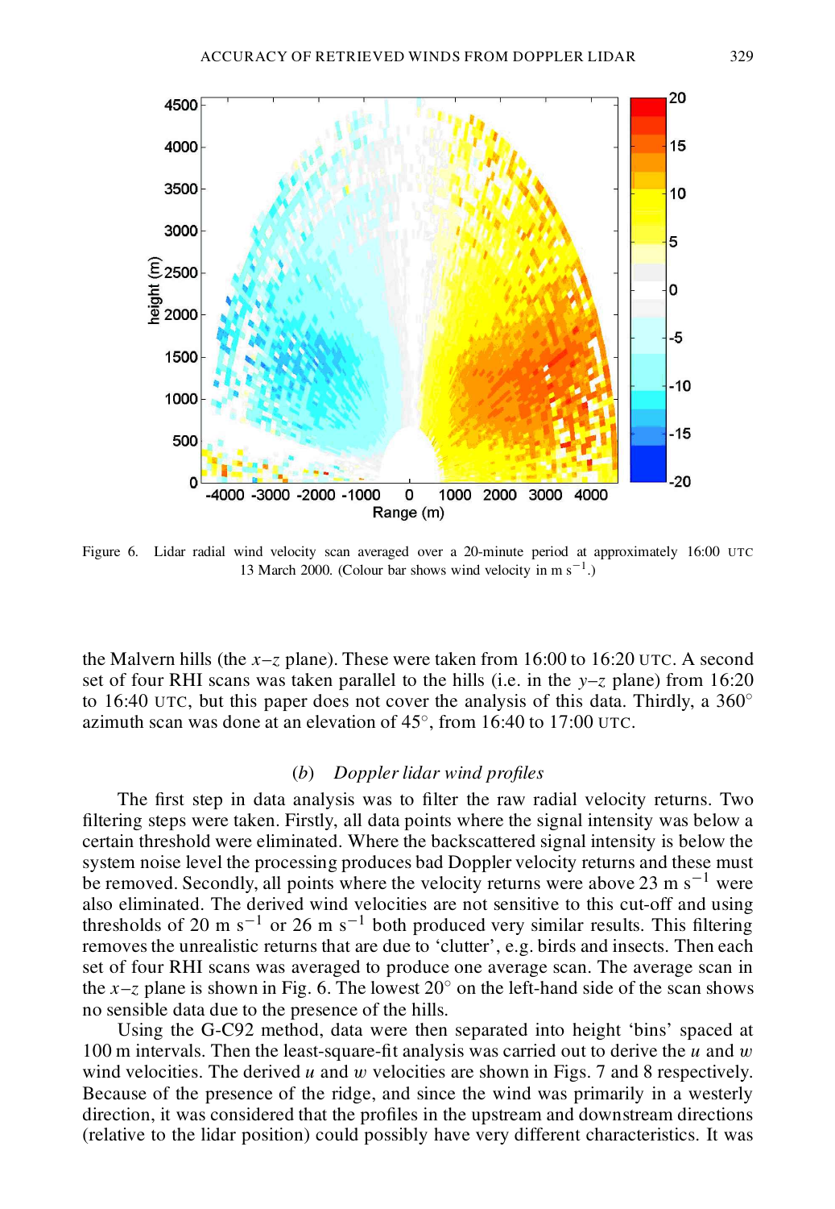Figure 6. Lidar radial wind velocity scan averaged over a 20-minute period at approximately 16:00 UTC 13 March 2000. (Colour bar shows wind velocity in m s$^{-1}$.)

the Malvern hills (the $x$–$z$ plane). These were taken from 16:00 to 16:20 UTC. A second set of four RHI scans was taken parallel to the hills (i.e. in the $y$–$z$ plane) from 16:20 to 16:40 UTC, but this paper does not cover the analysis of this data. Thirdly, a 360° azimuth scan was done at an elevation of 45°, from 16:40 to 17:00 UTC.

### (*b*) *Doppler lidar wind profiles*

The first step in data analysis was to filter the raw radial velocity returns. Two filtering steps were taken. Firstly, all data points where the signal intensity was below a certain threshold were eliminated. Where the backscattered signal intensity is below the system noise level the processing produces bad Doppler velocity returns and these must be removed. Secondly, all points where the velocity returns were above 23 m s$^{-1}$ were also eliminated. The derived wind velocities are not sensitive to this cut-off and using thresholds of 20 m s$^{-1}$ or 26 m s$^{-1}$ both produced very similar results. This filtering removes the unrealistic returns that are due to 'clutter', e.g. birds and insects. Then each set of four RHI scans was averaged to produce one average scan. The average scan in the $x$–$z$ plane is shown in Fig. 6. The lowest 20° on the left-hand side of the scan shows no sensible data due to the presence of the hills.

Using the G-C92 method, data were then separated into height 'bins' spaced at 100 m intervals. Then the least-square-fit analysis was carried out to derive the $u$ and $w$ wind velocities. The derived $u$ and $w$ velocities are shown in Figs. 7 and 8 respectively. Because of the presence of the ridge, and since the wind was primarily in a westerly direction, it was considered that the profiles in the upstream and downstream directions (relative to the lidar position) could possibly have very different characteristics. It was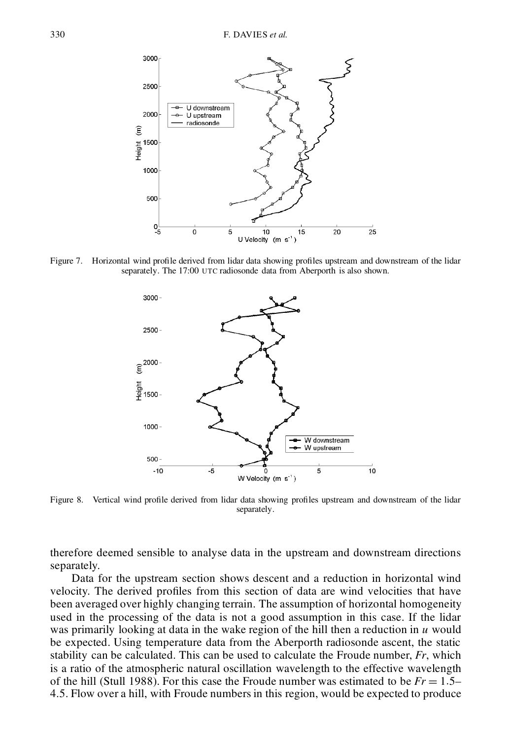Figure 7. Horizontal wind profile derived from lidar data showing profiles upstream and downstream of the lidar separately. The 17:00 UTC radiosonde data from Aberporth is also shown.

Figure 8. Vertical wind profile derived from lidar data showing profiles upstream and downstream of the lidar separately.

therefore deemed sensible to analyse data in the upstream and downstream directions separately.

Data for the upstream section shows descent and a reduction in horizontal wind velocity. The derived profiles from this section of data are wind velocities that have been averaged over highly changing terrain. The assumption of horizontal homogeneity used in the processing of the data is not a good assumption in this case. If the lidar was primarily looking at data in the wake region of the hill then a reduction in $u$ would be expected. Using temperature data from the Aberporth radiosonde ascent, the static stability can be calculated. This can be used to calculate the Froude number, $Fr$, which is a ratio of the atmospheric natural oscillation wavelength to the effective wavelength of the hill (Stull 1988). For this case the Froude number was estimated to be $Fr = 1.5$–$4.5$. Flow over a hill, with Froude numbers in this region, would be expected to produce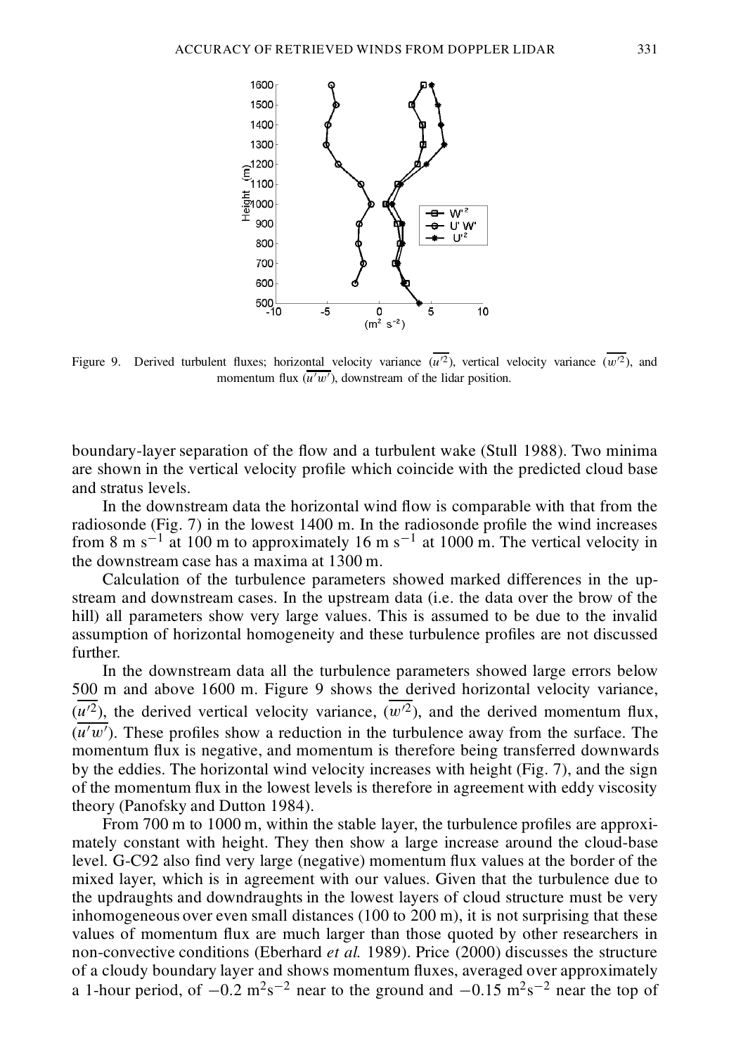Figure 9. Derived turbulent fluxes; horizontal velocity variance ($\overline{u'^2}$), vertical velocity variance ($\overline{w'^2}$), and momentum flux ($\overline{u'w'}$), downstream of the lidar position.

boundary-layer separation of the flow and a turbulent wake (Stull 1988). Two minima are shown in the vertical velocity profile which coincide with the predicted cloud base and stratus levels.

In the downstream data the horizontal wind flow is comparable with that from the radiosonde (Fig. 7) in the lowest 1400 m. In the radiosonde profile the wind increases from 8 m s$^{-1}$ at 100 m to approximately 16 m s$^{-1}$ at 1000 m. The vertical velocity in the downstream case has a maxima at 1300 m.

Calculation of the turbulence parameters showed marked differences in the upstream and downstream cases. In the upstream data (i.e. the data over the brow of the hill) all parameters show very large values. This is assumed to be due to the invalid assumption of horizontal homogeneity and these turbulence profiles are not discussed further.

In the downstream data all the turbulence parameters showed large errors below 500 m and above 1600 m. Figure 9 shows the derived horizontal velocity variance, ($\overline{u'^2}$), the derived vertical velocity variance, ($\overline{w'^2}$), and the derived momentum flux, ($\overline{u'w'}$). These profiles show a reduction in the turbulence away from the surface. The momentum flux is negative, and momentum is therefore being transferred downwards by the eddies. The horizontal wind velocity increases with height (Fig. 7), and the sign of the momentum flux in the lowest levels is therefore in agreement with eddy viscosity theory (Panofsky and Dutton 1984).

From 700 m to 1000 m, within the stable layer, the turbulence profiles are approximately constant with height. They then show a large increase around the cloud-base level. G-C92 also find very large (negative) momentum flux values at the border of the mixed layer, which is in agreement with our values. Given that the turbulence due to the updraughts and downdraughts in the lowest layers of cloud structure must be very inhomogeneous over even small distances (100 to 200 m), it is not surprising that these values of momentum flux are much larger than those quoted by other researchers in non-convective conditions (Eberhard *et al.* 1989). Price (2000) discusses the structure of a cloudy boundary layer and shows momentum fluxes, averaged over approximately a 1-hour period, of $-0.2$ m$^2$s$^{-2}$ near to the ground and $-0.15$ m$^2$s$^{-2}$ near the top of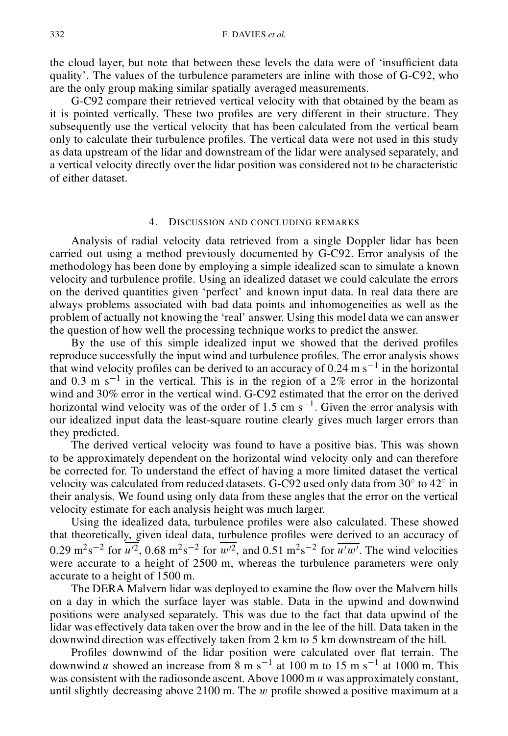the cloud layer, but note that between these levels the data were of 'insufficient data quality'. The values of the turbulence parameters are inline with those of G-C92, who are the only group making similar spatially averaged measurements.

G-C92 compare their retrieved vertical velocity with that obtained by the beam as it is pointed vertically. These two profiles are very different in their structure. They subsequently use the vertical velocity that has been calculated from the vertical beam only to calculate their turbulence profiles. The vertical data were not used in this study as data upstream of the lidar and downstream of the lidar were analysed separately, and a vertical velocity directly over the lidar position was considered not to be characteristic of either dataset.

## 4. Discussion and concluding remarks

Analysis of radial velocity data retrieved from a single Doppler lidar has been carried out using a method previously documented by G-C92. Error analysis of the methodology has been done by employing a simple idealized scan to simulate a known velocity and turbulence profile. Using an idealized dataset we could calculate the errors on the derived quantities given 'perfect' and known input data. In real data there are always problems associated with bad data points and inhomogeneities as well as the problem of actually not knowing the 'real' answer. Using this model data we can answer the question of how well the processing technique works to predict the answer.

By the use of this simple idealized input we showed that the derived profiles reproduce successfully the input wind and turbulence profiles. The error analysis shows that wind velocity profiles can be derived to an accuracy of 0.24 m s$^{-1}$ in the horizontal and 0.3 m s$^{-1}$ in the vertical. This is in the region of a 2% error in the horizontal wind and 30% error in the vertical wind. G-C92 estimated that the error on the derived horizontal wind velocity was of the order of 1.5 cm s$^{-1}$. Given the error analysis with our idealized input data the least-square routine clearly gives much larger errors than they predicted.

The derived vertical velocity was found to have a positive bias. This was shown to be approximately dependent on the horizontal wind velocity only and can therefore be corrected for. To understand the effect of having a more limited dataset the vertical velocity was calculated from reduced datasets. G-C92 used only data from 30° to 42° in their analysis. We found using only data from these angles that the error on the vertical velocity estimate for each analysis height was much larger.

Using the idealized data, turbulence profiles were also calculated. These showed that theoretically, given ideal data, turbulence profiles were derived to an accuracy of 0.29 m$^2$s$^{-2}$ for $\overline{u'^2}$, 0.68 m$^2$s$^{-2}$ for $\overline{w'^2}$, and 0.51 m$^2$s$^{-2}$ for $\overline{u'w'}$. The wind velocities were accurate to a height of 2500 m, whereas the turbulence parameters were only accurate to a height of 1500 m.

The DERA Malvern lidar was deployed to examine the flow over the Malvern hills on a day in which the surface layer was stable. Data in the upwind and downwind positions were analysed separately. This was due to the fact that data upwind of the lidar was effectively data taken over the brow and in the lee of the hill. Data taken in the downwind direction was effectively taken from 2 km to 5 km downstream of the hill.

Profiles downwind of the lidar position were calculated over flat terrain. The downwind $u$ showed an increase from 8 m s$^{-1}$ at 100 m to 15 m s$^{-1}$ at 1000 m. This was consistent with the radiosonde ascent. Above 1000 m $u$ was approximately constant, until slightly decreasing above 2100 m. The $w$ profile showed a positive maximum at a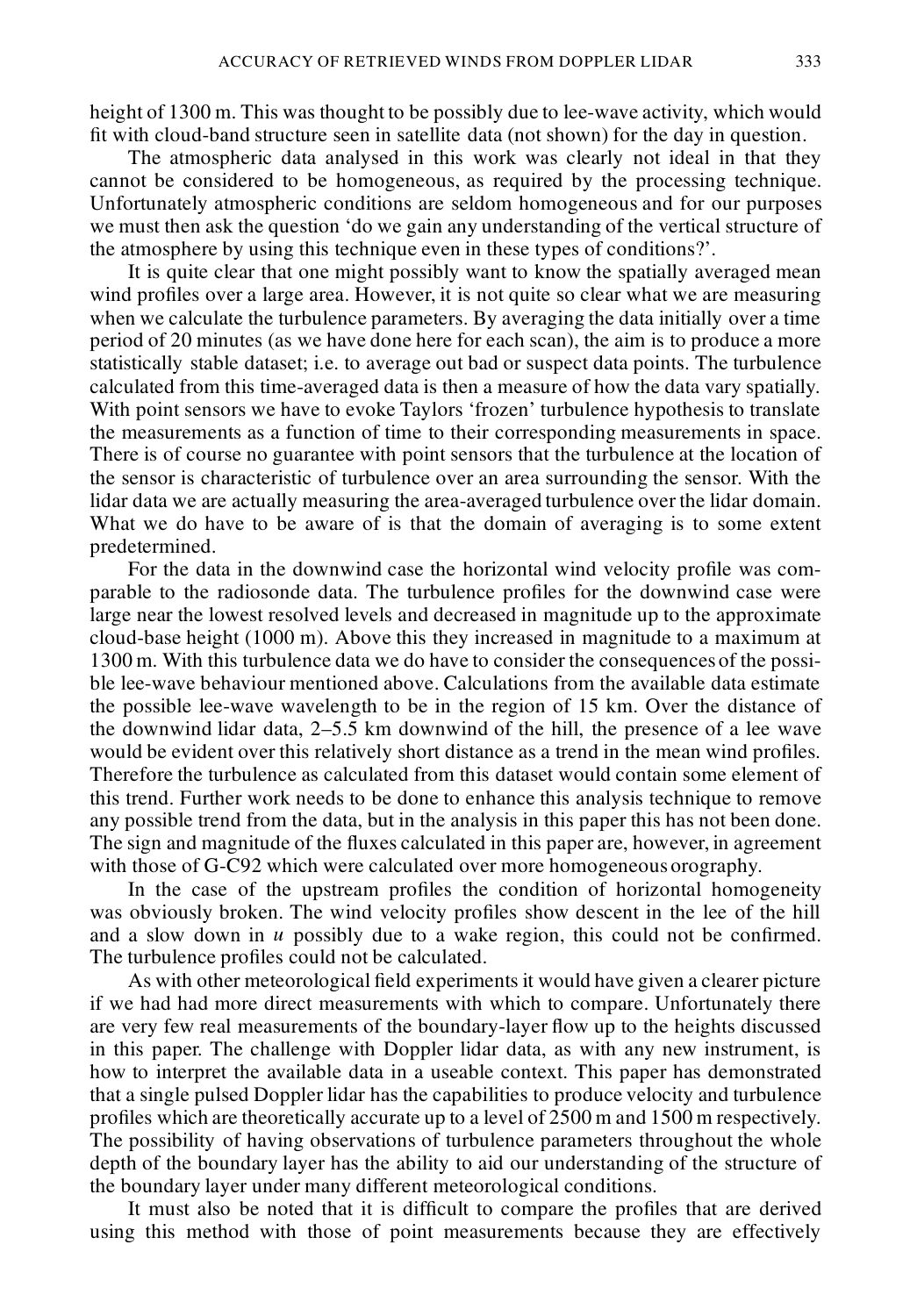height of 1300 m. This was thought to be possibly due to lee-wave activity, which would fit with cloud-band structure seen in satellite data (not shown) for the day in question.

The atmospheric data analysed in this work was clearly not ideal in that they cannot be considered to be homogeneous, as required by the processing technique. Unfortunately atmospheric conditions are seldom homogeneous and for our purposes we must then ask the question 'do we gain any understanding of the vertical structure of the atmosphere by using this technique even in these types of conditions?'.

It is quite clear that one might possibly want to know the spatially averaged mean wind profiles over a large area. However, it is not quite so clear what we are measuring when we calculate the turbulence parameters. By averaging the data initially over a time period of 20 minutes (as we have done here for each scan), the aim is to produce a more statistically stable dataset; i.e. to average out bad or suspect data points. The turbulence calculated from this time-averaged data is then a measure of how the data vary spatially. With point sensors we have to evoke Taylors 'frozen' turbulence hypothesis to translate the measurements as a function of time to their corresponding measurements in space. There is of course no guarantee with point sensors that the turbulence at the location of the sensor is characteristic of turbulence over an area surrounding the sensor. With the lidar data we are actually measuring the area-averaged turbulence over the lidar domain. What we do have to be aware of is that the domain of averaging is to some extent predetermined.

For the data in the downwind case the horizontal wind velocity profile was comparable to the radiosonde data. The turbulence profiles for the downwind case were large near the lowest resolved levels and decreased in magnitude up to the approximate cloud-base height (1000 m). Above this they increased in magnitude to a maximum at 1300 m. With this turbulence data we do have to consider the consequences of the possible lee-wave behaviour mentioned above. Calculations from the available data estimate the possible lee-wave wavelength to be in the region of 15 km. Over the distance of the downwind lidar data, 2–5.5 km downwind of the hill, the presence of a lee wave would be evident over this relatively short distance as a trend in the mean wind profiles. Therefore the turbulence as calculated from this dataset would contain some element of this trend. Further work needs to be done to enhance this analysis technique to remove any possible trend from the data, but in the analysis in this paper this has not been done. The sign and magnitude of the fluxes calculated in this paper are, however, in agreement with those of G-C92 which were calculated over more homogeneous orography.

In the case of the upstream profiles the condition of horizontal homogeneity was obviously broken. The wind velocity profiles show descent in the lee of the hill and a slow down in $u$ possibly due to a wake region, this could not be confirmed. The turbulence profiles could not be calculated.

As with other meteorological field experiments it would have given a clearer picture if we had had more direct measurements with which to compare. Unfortunately there are very few real measurements of the boundary-layer flow up to the heights discussed in this paper. The challenge with Doppler lidar data, as with any new instrument, is how to interpret the available data in a useable context. This paper has demonstrated that a single pulsed Doppler lidar has the capabilities to produce velocity and turbulence profiles which are theoretically accurate up to a level of 2500 m and 1500 m respectively. The possibility of having observations of turbulence parameters throughout the whole depth of the boundary layer has the ability to aid our understanding of the structure of the boundary layer under many different meteorological conditions.

It must also be noted that it is difficult to compare the profiles that are derived using this method with those of point measurements because they are effectively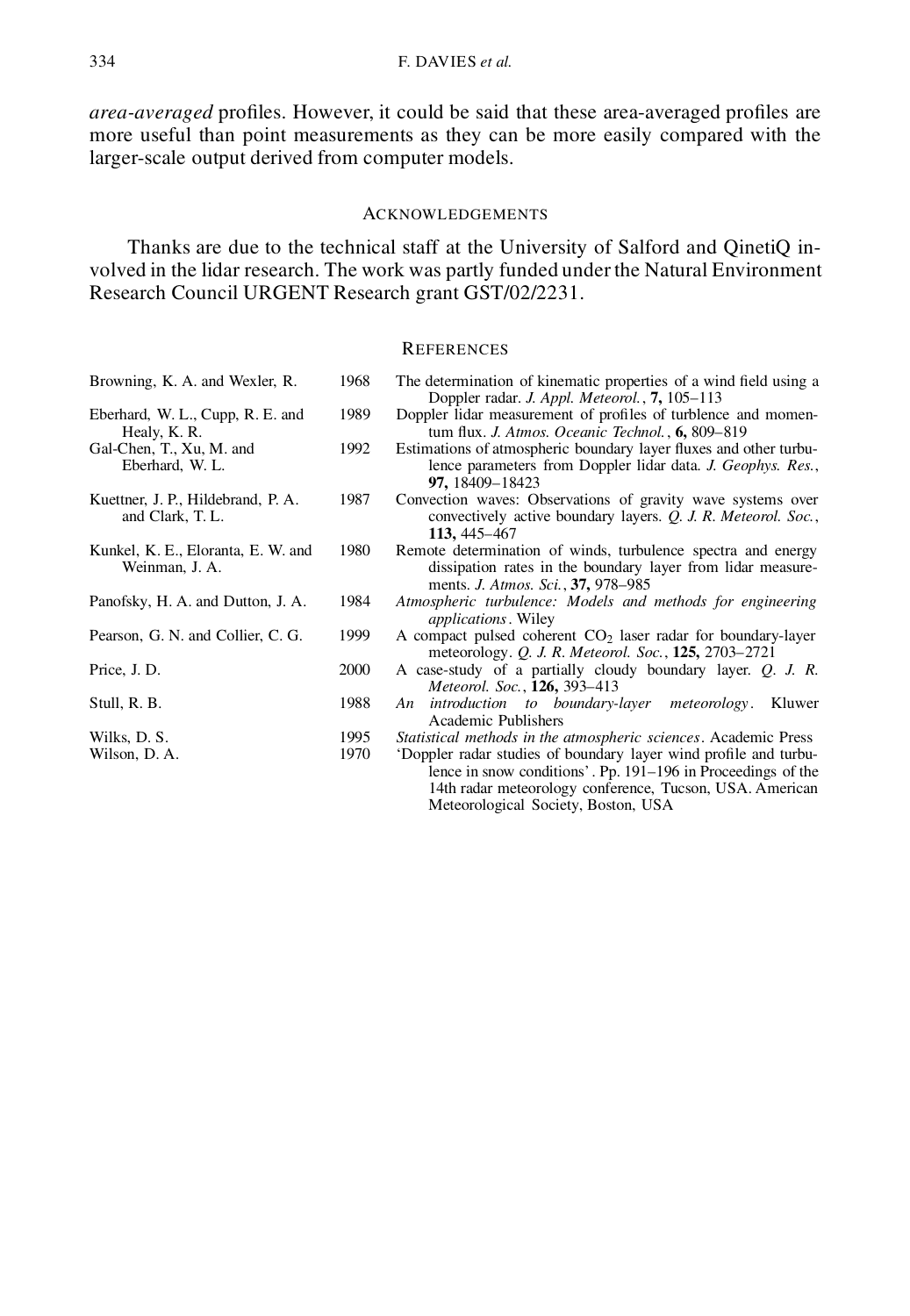*area-averaged* profiles. However, it could be said that these area-averaged profiles are more useful than point measurements as they can be more easily compared with the larger-scale output derived from computer models.

## ACKNOWLEDGEMENTS

Thanks are due to the technical staff at the University of Salford and QinetiQ involved in the lidar research. The work was partly funded under the Natural Environment Research Council URGENT Research grant GST/02/2231.

## REFERENCES

| | | |
|---|---|---|
| Browning, K. A. and Wexler, R. | 1968 | The determination of kinematic properties of a wind field using a Doppler radar. *J. Appl. Meteorol.*, **7,** 105–113 |
| Eberhard, W. L., Cupp, R. E. and Healy, K. R. | 1989 | Doppler lidar measurement of profiles of turblence and momentum flux. *J. Atmos. Oceanic Technol.*, **6,** 809–819 |
| Gal-Chen, T., Xu, M. and Eberhard, W. L. | 1992 | Estimations of atmospheric boundary layer fluxes and other turbulence parameters from Doppler lidar data. *J. Geophys. Res.*, **97,** 18409–18423 |
| Kuettner, J. P., Hildebrand, P. A. and Clark, T. L. | 1987 | Convection waves: Observations of gravity wave systems over convectively active boundary layers. *Q. J. R. Meteorol. Soc.*, **113,** 445–467 |
| Kunkel, K. E., Eloranta, E. W. and Weinman, J. A. | 1980 | Remote determination of winds, turbulence spectra and energy dissipation rates in the boundary layer from lidar measurements. *J. Atmos. Sci.*, **37,** 978–985 |
| Panofsky, H. A. and Dutton, J. A. | 1984 | *Atmospheric turbulence: Models and methods for engineering applications*. Wiley |
| Pearson, G. N. and Collier, C. G. | 1999 | A compact pulsed coherent $CO_2$ laser radar for boundary-layer meteorology. *Q. J. R. Meteorol. Soc.*, **125,** 2703–2721 |
| Price, J. D. | 2000 | A case-study of a partially cloudy boundary layer. *Q. J. R. Meteorol. Soc.*, **126,** 393–413 |
| Stull, R. B. | 1988 | *An introduction to boundary-layer meteorology*. Kluwer Academic Publishers |
| Wilks, D. S. | 1995 | *Statistical methods in the atmospheric sciences*. Academic Press |
| Wilson, D. A. | 1970 | 'Doppler radar studies of boundary layer wind profile and turbulence in snow conditions'. Pp. 191–196 in Proceedings of the 14th radar meteorology conference, Tucson, USA. American Meteorological Society, Boston, USA |